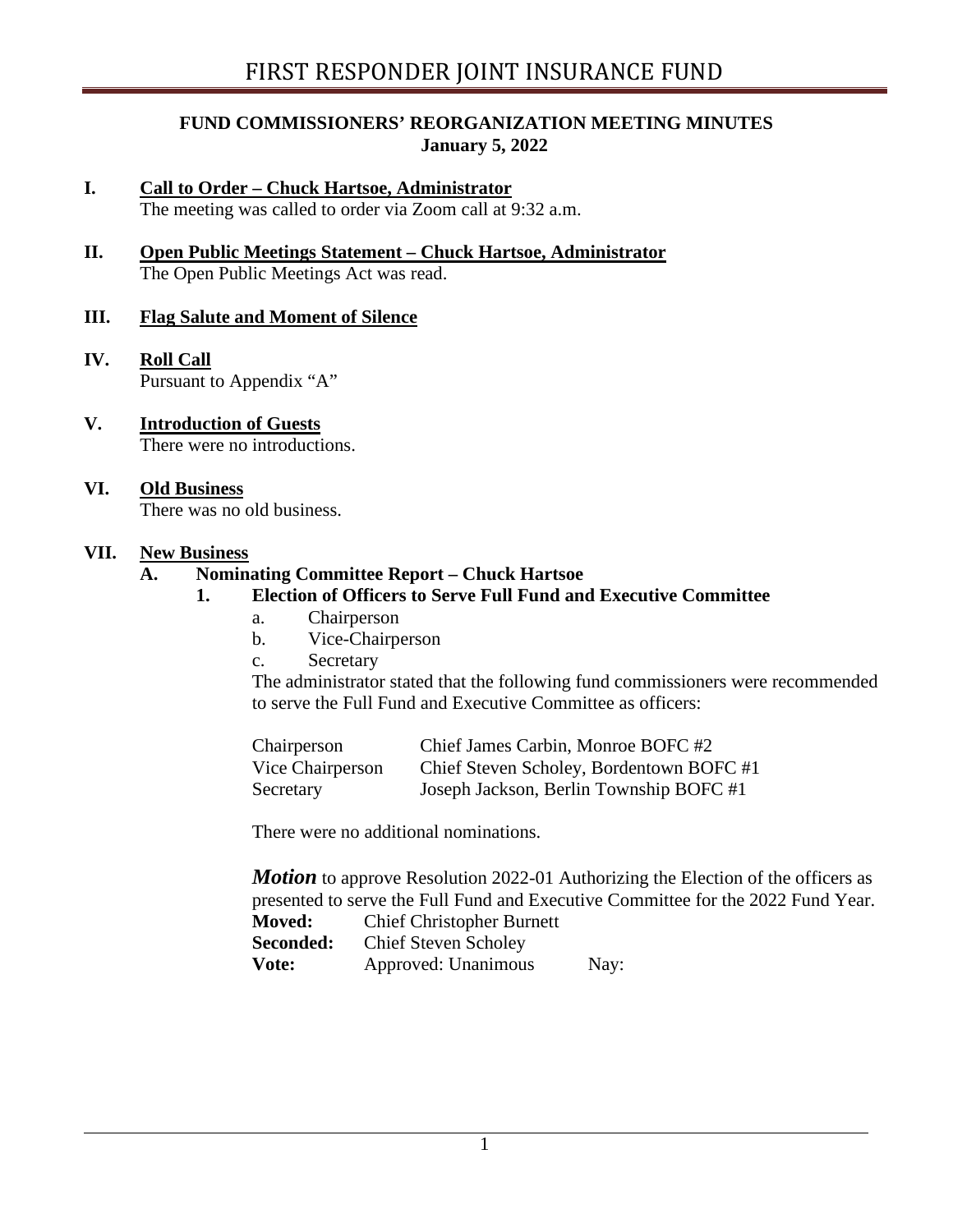# FIRST RESPONDER JOINT INSURANCE FUND

**FUND COMMISSIONERS' REORGANIZATION MEETING MINUTES**
**January 5, 2022**

## I. Call to Order – Chuck Hartsoe, Administrator

The meeting was called to order via Zoom call at 9:32 a.m.

## II. Open Public Meetings Statement – Chuck Hartsoe, Administrator

The Open Public Meetings Act was read.

## III. Flag Salute and Moment of Silence

## IV. Roll Call

Pursuant to Appendix "A"

## V. Introduction of Guests

There were no introductions.

## VI. Old Business

There was no old business.

## VII. New Business

### A. Nominating Committee Report – Chuck Hartsoe

#### 1. Election of Officers to Serve Full Fund and Executive Committee

a. Chairperson
b. Vice-Chairperson
c. Secretary

The administrator stated that the following fund commissioners were recommended to serve the Full Fund and Executive Committee as officers:

| | |
|---|---|
| Chairperson | Chief James Carbin, Monroe BOFC #2 |
| Vice Chairperson | Chief Steven Scholey, Bordentown BOFC #1 |
| Secretary | Joseph Jackson, Berlin Township BOFC #1 |

There were no additional nominations.

***Motion*** to approve Resolution 2022-01 Authorizing the Election of the officers as presented to serve the Full Fund and Executive Committee for the 2022 Fund Year.

**Moved:** Chief Christopher Burnett
**Seconded:** Chief Steven Scholey
**Vote:** Approved: Unanimous Nay: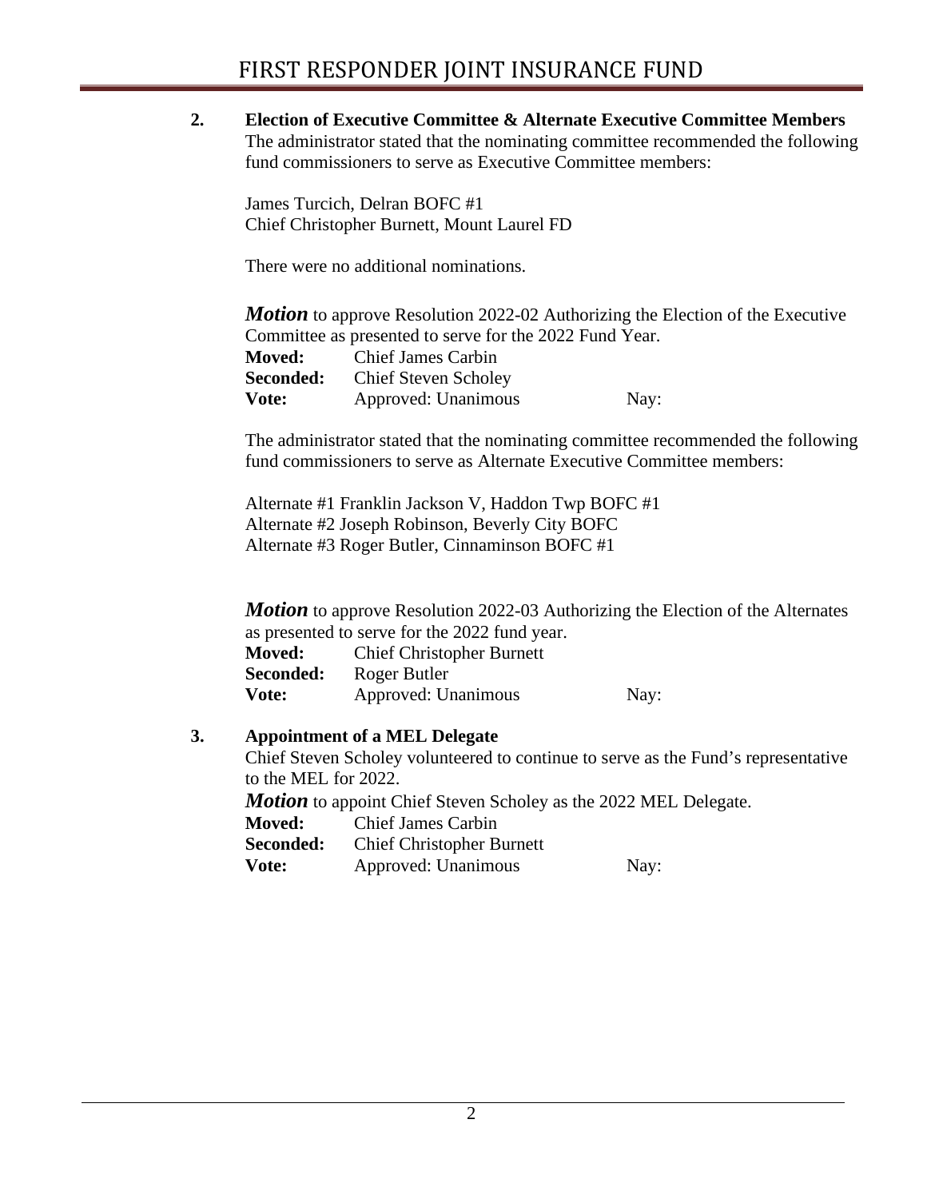**2. Election of Executive Committee & Alternate Executive Committee Members**

The administrator stated that the nominating committee recommended the following fund commissioners to serve as Executive Committee members:

James Turcich, Delran BOFC #1
Chief Christopher Burnett, Mount Laurel FD

There were no additional nominations.

***Motion*** to approve Resolution 2022-02 Authorizing the Election of the Executive Committee as presented to serve for the 2022 Fund Year.

**Moved:** Chief James Carbin
**Seconded:** Chief Steven Scholey
**Vote:** Approved: Unanimous Nay:

The administrator stated that the nominating committee recommended the following fund commissioners to serve as Alternate Executive Committee members:

Alternate #1 Franklin Jackson V, Haddon Twp BOFC #1
Alternate #2 Joseph Robinson, Beverly City BOFC
Alternate #3 Roger Butler, Cinnaminson BOFC #1

***Motion*** to approve Resolution 2022-03 Authorizing the Election of the Alternates as presented to serve for the 2022 fund year.

**Moved:** Chief Christopher Burnett
**Seconded:** Roger Butler
**Vote:** Approved: Unanimous Nay:

**3. Appointment of a MEL Delegate**

Chief Steven Scholey volunteered to continue to serve as the Fund's representative to the MEL for 2022.

***Motion*** to appoint Chief Steven Scholey as the 2022 MEL Delegate.

**Moved:** Chief James Carbin
**Seconded:** Chief Christopher Burnett
**Vote:** Approved: Unanimous Nay: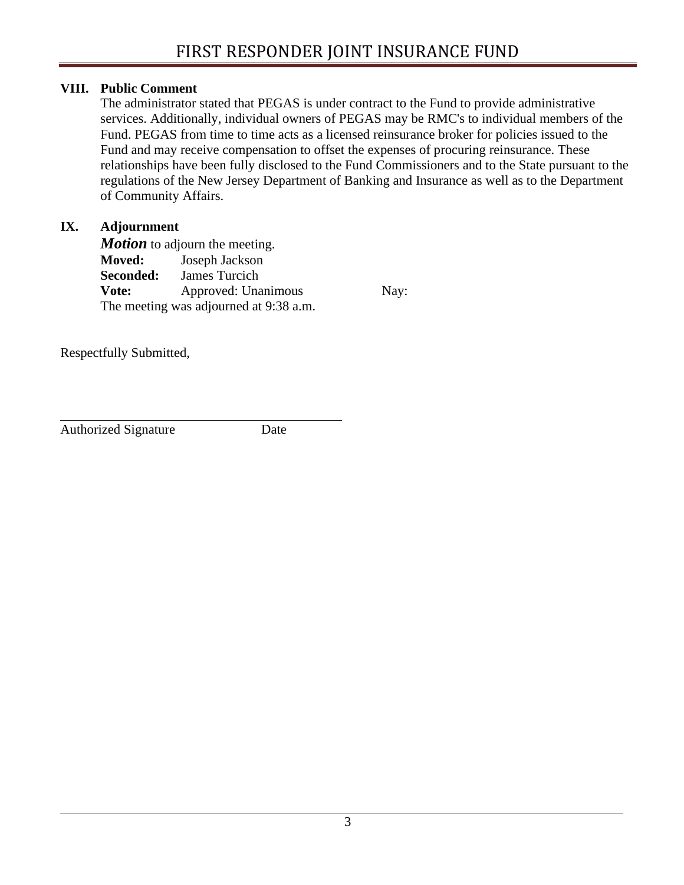## VIII. Public Comment

The administrator stated that PEGAS is under contract to the Fund to provide administrative services. Additionally, individual owners of PEGAS may be RMC's to individual members of the Fund. PEGAS from time to time acts as a licensed reinsurance broker for policies issued to the Fund and may receive compensation to offset the expenses of procuring reinsurance. These relationships have been fully disclosed to the Fund Commissioners and to the State pursuant to the regulations of the New Jersey Department of Banking and Insurance as well as to the Department of Community Affairs.

## IX. Adjournment

***Motion*** to adjourn the meeting.

**Moved:** Joseph Jackson
**Seconded:** James Turcich
**Vote:** Approved: Unanimous Nay:

The meeting was adjourned at 9:38 a.m.

Respectfully Submitted,

______________________________________
Authorized Signature Date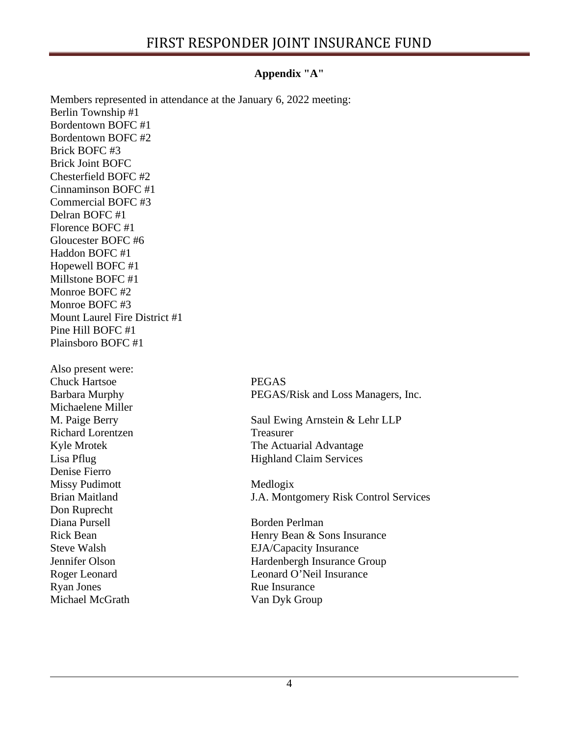## Appendix "A"

Members represented in attendance at the January 6, 2022 meeting:

Berlin Township #1
Bordentown BOFC #1
Bordentown BOFC #2
Brick BOFC #3
Brick Joint BOFC
Chesterfield BOFC #2
Cinnaminson BOFC #1
Commercial BOFC #3
Delran BOFC #1
Florence BOFC #1
Gloucester BOFC #6
Haddon BOFC #1
Hopewell BOFC #1
Millstone BOFC #1
Monroe BOFC #2
Monroe BOFC #3
Mount Laurel Fire District #1
Pine Hill BOFC #1
Plainsboro BOFC #1

Also present were:

| | |
|---|---|
| Chuck Hartsoe | PEGAS |
| Barbara Murphy | PEGAS/Risk and Loss Managers, Inc. |
| Michaelene Miller | |
| M. Paige Berry | Saul Ewing Arnstein & Lehr LLP |
| Richard Lorentzen | Treasurer |
| Kyle Mrotek | The Actuarial Advantage |
| Lisa Pflug | Highland Claim Services |
| Denise Fierro | |
| Missy Pudimott | Medlogix |
| Brian Maitland | J.A. Montgomery Risk Control Services |
| Don Ruprecht | |
| Diana Pursell | Borden Perlman |
| Rick Bean | Henry Bean & Sons Insurance |
| Steve Walsh | EJA/Capacity Insurance |
| Jennifer Olson | Hardenbergh Insurance Group |
| Roger Leonard | Leonard O'Neil Insurance |
| Ryan Jones | Rue Insurance |
| Michael McGrath | Van Dyk Group |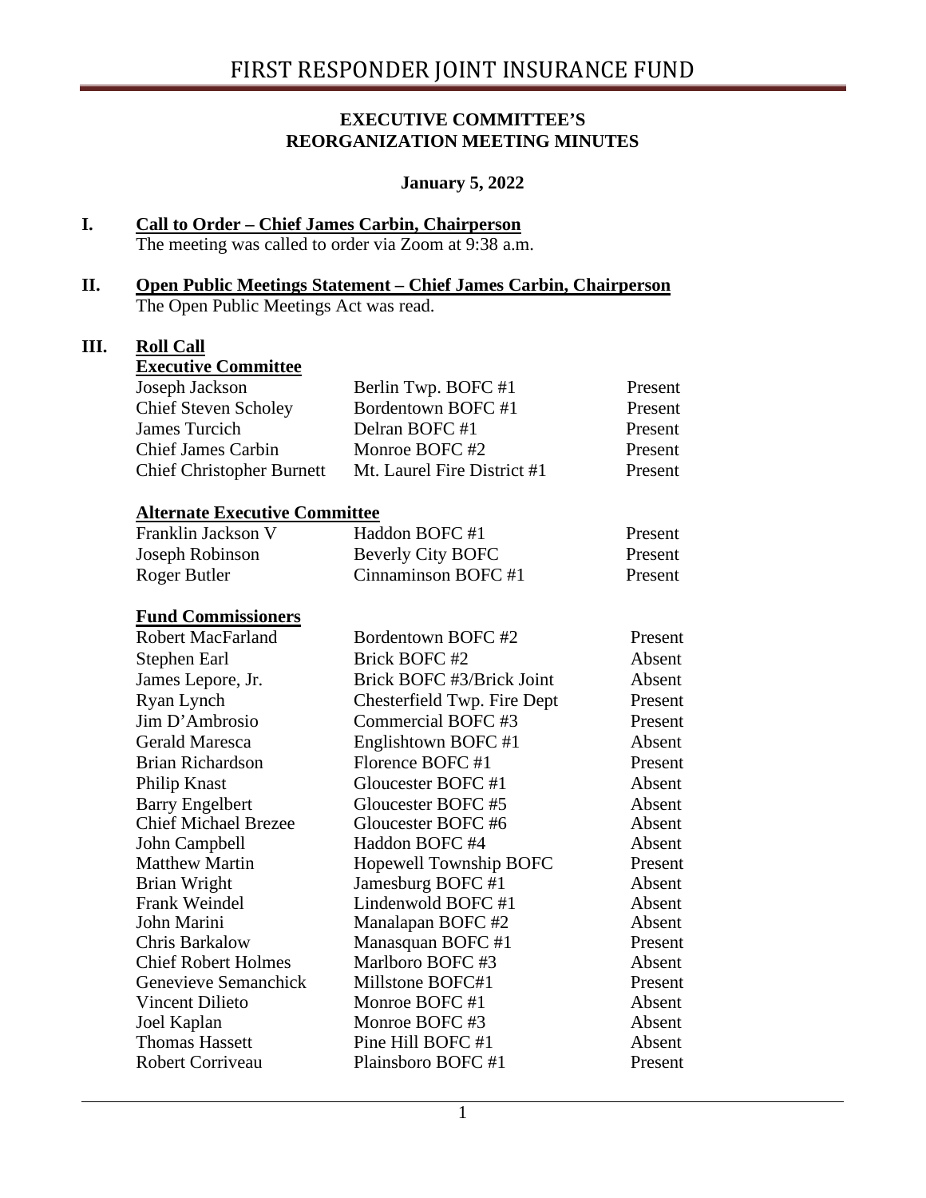# FIRST RESPONDER JOINT INSURANCE FUND

**EXECUTIVE COMMITTEE'S REORGANIZATION MEETING MINUTES**

**January 5, 2022**

## I. Call to Order – Chief James Carbin, Chairperson

The meeting was called to order via Zoom at 9:38 a.m.

## II. Open Public Meetings Statement – Chief James Carbin, Chairperson

The Open Public Meetings Act was read.

## III. Roll Call

**Executive Committee**

| | | |
|---|---|---|
| Joseph Jackson | Berlin Twp. BOFC #1 | Present |
| Chief Steven Scholey | Bordentown BOFC #1 | Present |
| James Turcich | Delran BOFC #1 | Present |
| Chief James Carbin | Monroe BOFC #2 | Present |
| Chief Christopher Burnett | Mt. Laurel Fire District #1 | Present |

**Alternate Executive Committee**

| | | |
|---|---|---|
| Franklin Jackson V | Haddon BOFC #1 | Present |
| Joseph Robinson | Beverly City BOFC | Present |
| Roger Butler | Cinnaminson BOFC #1 | Present |

**Fund Commissioners**

| | | |
|---|---|---|
| Robert MacFarland | Bordentown BOFC #2 | Present |
| Stephen Earl | Brick BOFC #2 | Absent |
| James Lepore, Jr. | Brick BOFC #3/Brick Joint | Absent |
| Ryan Lynch | Chesterfield Twp. Fire Dept | Present |
| Jim D'Ambrosio | Commercial BOFC #3 | Present |
| Gerald Maresca | Englishtown BOFC #1 | Absent |
| Brian Richardson | Florence BOFC #1 | Present |
| Philip Knast | Gloucester BOFC #1 | Absent |
| Barry Engelbert | Gloucester BOFC #5 | Absent |
| Chief Michael Brezee | Gloucester BOFC #6 | Absent |
| John Campbell | Haddon BOFC #4 | Absent |
| Matthew Martin | Hopewell Township BOFC | Present |
| Brian Wright | Jamesburg BOFC #1 | Absent |
| Frank Weindel | Lindenwold BOFC #1 | Absent |
| John Marini | Manalapan BOFC #2 | Absent |
| Chris Barkalow | Manasquan BOFC #1 | Present |
| Chief Robert Holmes | Marlboro BOFC #3 | Absent |
| Genevieve Semanchick | Millstone BOFC#1 | Present |
| Vincent Dilieto | Monroe BOFC #1 | Absent |
| Joel Kaplan | Monroe BOFC #3 | Absent |
| Thomas Hassett | Pine Hill BOFC #1 | Absent |
| Robert Corriveau | Plainsboro BOFC #1 | Present |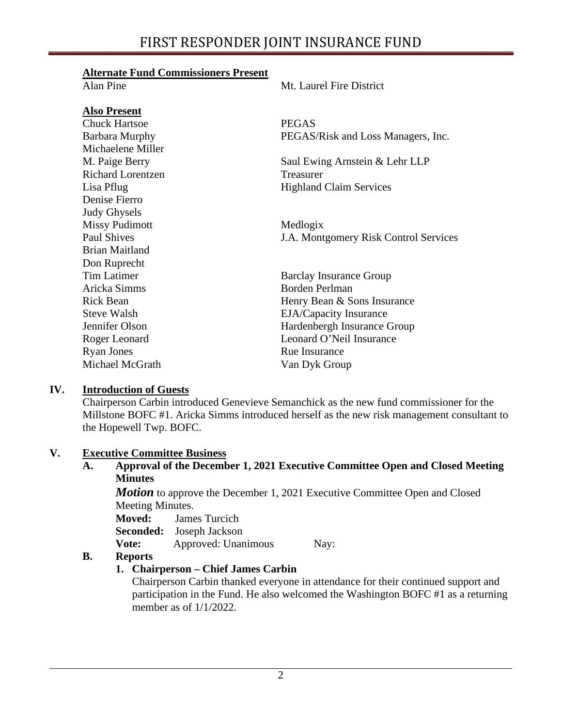**Alternate Fund Commissioners Present**

| | |
|---|---|
| Alan Pine | Mt. Laurel Fire District |

**Also Present**

| | |
|---|---|
| Chuck Hartsoe | PEGAS |
| Barbara Murphy | PEGAS/Risk and Loss Managers, Inc. |
| Michaelene Miller | |
| M. Paige Berry | Saul Ewing Arnstein & Lehr LLP |
| Richard Lorentzen | Treasurer |
| Lisa Pflug | Highland Claim Services |
| Denise Fierro | |
| Judy Ghysels | |
| Missy Pudimott | Medlogix |
| Paul Shives | J.A. Montgomery Risk Control Services |
| Brian Maitland | |
| Don Ruprecht | |
| Tim Latimer | Barclay Insurance Group |
| Aricka Simms | Borden Perlman |
| Rick Bean | Henry Bean & Sons Insurance |
| Steve Walsh | EJA/Capacity Insurance |
| Jennifer Olson | Hardenbergh Insurance Group |
| Roger Leonard | Leonard O'Neil Insurance |
| Ryan Jones | Rue Insurance |
| Michael McGrath | Van Dyk Group |

## IV. Introduction of Guests

Chairperson Carbin introduced Genevieve Semanchick as the new fund commissioner for the Millstone BOFC #1. Aricka Simms introduced herself as the new risk management consultant to the Hopewell Twp. BOFC.

## V. Executive Committee Business

### A. Approval of the December 1, 2021 Executive Committee Open and Closed Meeting Minutes

***Motion*** to approve the December 1, 2021 Executive Committee Open and Closed Meeting Minutes.

**Moved:** James Turcich
**Seconded:** Joseph Jackson
**Vote:** Approved: Unanimous Nay:

### B. Reports

**1. Chairperson – Chief James Carbin**

Chairperson Carbin thanked everyone in attendance for their continued support and participation in the Fund. He also welcomed the Washington BOFC #1 as a returning member as of 1/1/2022.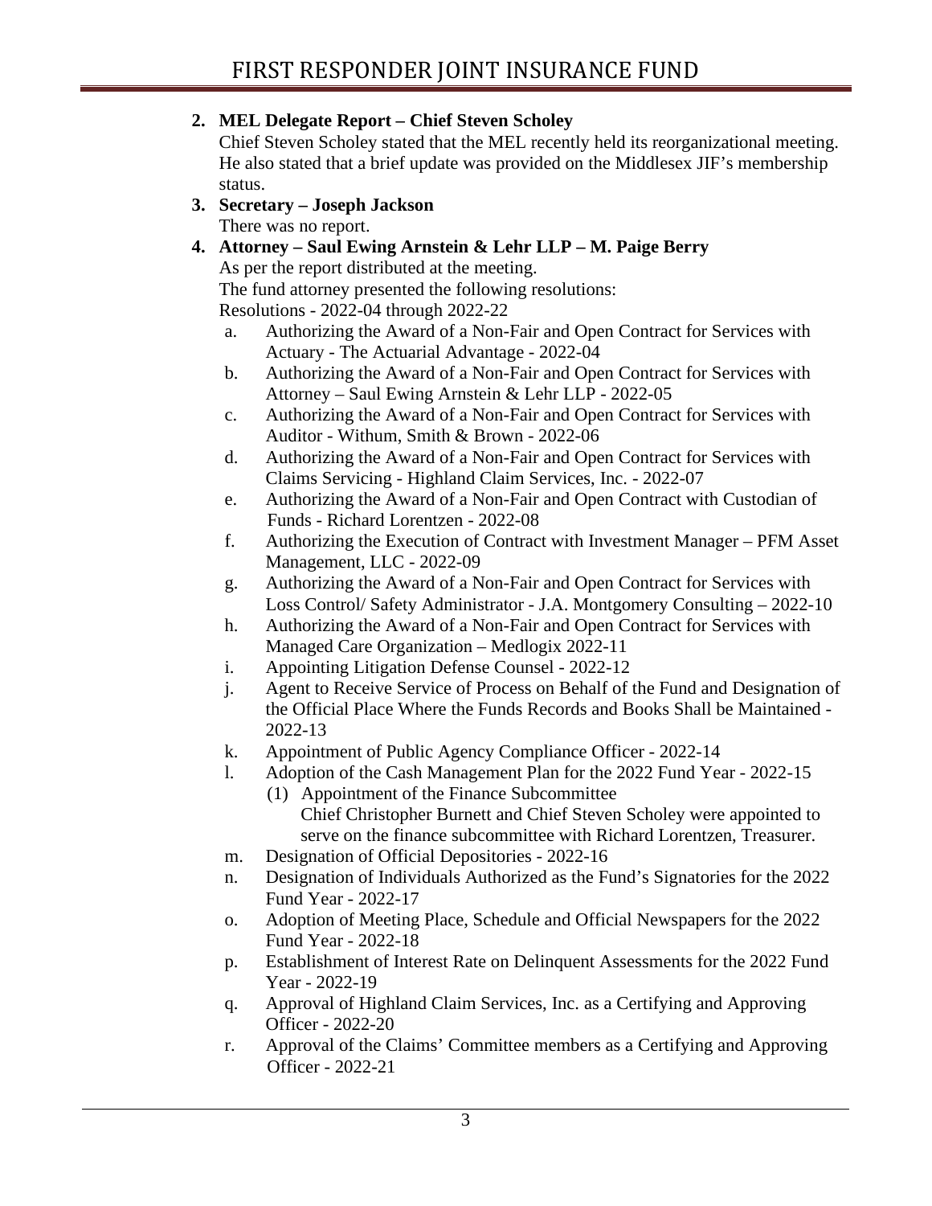2. **MEL Delegate Report – Chief Steven Scholey**
   Chief Steven Scholey stated that the MEL recently held its reorganizational meeting. He also stated that a brief update was provided on the Middlesex JIF's membership status.
3. **Secretary – Joseph Jackson**
   There was no report.
4. **Attorney – Saul Ewing Arnstein & Lehr LLP – M. Paige Berry**
   As per the report distributed at the meeting.
   The fund attorney presented the following resolutions:
   Resolutions - 2022-04 through 2022-22
   a. Authorizing the Award of a Non-Fair and Open Contract for Services with Actuary - The Actuarial Advantage - 2022-04
   b. Authorizing the Award of a Non-Fair and Open Contract for Services with Attorney – Saul Ewing Arnstein & Lehr LLP - 2022-05
   c. Authorizing the Award of a Non-Fair and Open Contract for Services with Auditor - Withum, Smith & Brown - 2022-06
   d. Authorizing the Award of a Non-Fair and Open Contract for Services with Claims Servicing - Highland Claim Services, Inc. - 2022-07
   e. Authorizing the Award of a Non-Fair and Open Contract with Custodian of Funds - Richard Lorentzen - 2022-08
   f. Authorizing the Execution of Contract with Investment Manager – PFM Asset Management, LLC - 2022-09
   g. Authorizing the Award of a Non-Fair and Open Contract for Services with Loss Control/ Safety Administrator - J.A. Montgomery Consulting – 2022-10
   h. Authorizing the Award of a Non-Fair and Open Contract for Services with Managed Care Organization – Medlogix 2022-11
   i. Appointing Litigation Defense Counsel - 2022-12
   j. Agent to Receive Service of Process on Behalf of the Fund and Designation of the Official Place Where the Funds Records and Books Shall be Maintained - 2022-13
   k. Appointment of Public Agency Compliance Officer - 2022-14
   l. Adoption of the Cash Management Plan for the 2022 Fund Year - 2022-15
      (1) Appointment of the Finance Subcommittee
          Chief Christopher Burnett and Chief Steven Scholey were appointed to serve on the finance subcommittee with Richard Lorentzen, Treasurer.
   m. Designation of Official Depositories - 2022-16
   n. Designation of Individuals Authorized as the Fund's Signatories for the 2022 Fund Year - 2022-17
   o. Adoption of Meeting Place, Schedule and Official Newspapers for the 2022 Fund Year - 2022-18
   p. Establishment of Interest Rate on Delinquent Assessments for the 2022 Fund Year - 2022-19
   q. Approval of Highland Claim Services, Inc. as a Certifying and Approving Officer - 2022-20
   r. Approval of the Claims' Committee members as a Certifying and Approving Officer - 2022-21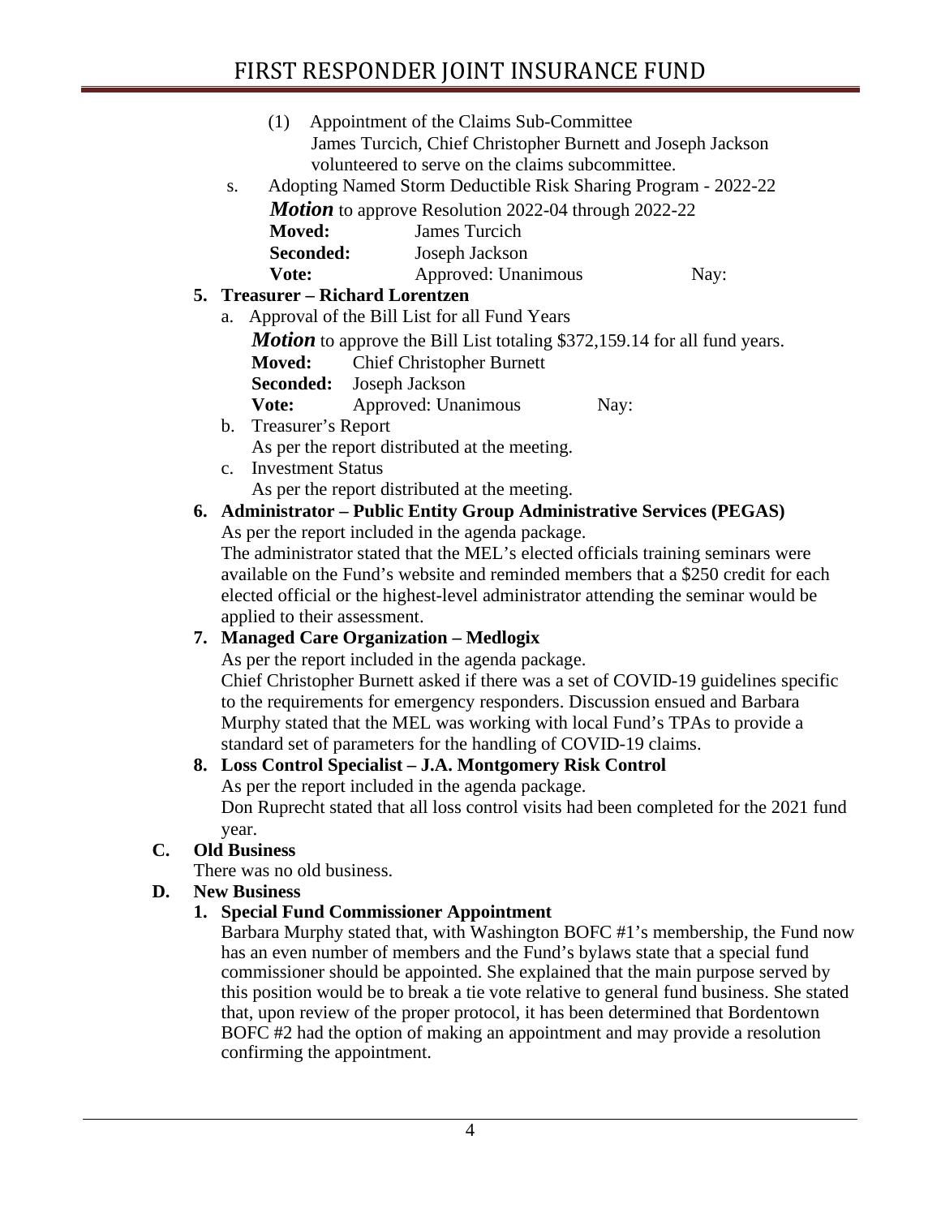(1) Appointment of the Claims Sub-Committee
James Turcich, Chief Christopher Burnett and Joseph Jackson volunteered to serve on the claims subcommittee.

s. Adopting Named Storm Deductible Risk Sharing Program - 2022-22

***Motion*** to approve Resolution 2022-04 through 2022-22

**Moved:** James Turcich
**Seconded:** Joseph Jackson
**Vote:** Approved: Unanimous Nay:

**5. Treasurer – Richard Lorentzen**

a. Approval of the Bill List for all Fund Years

***Motion*** to approve the Bill List totaling $372,159.14 for all fund years.

**Moved:** Chief Christopher Burnett
**Seconded:** Joseph Jackson
**Vote:** Approved: Unanimous Nay:

b. Treasurer's Report
As per the report distributed at the meeting.

c. Investment Status
As per the report distributed at the meeting.

**6. Administrator – Public Entity Group Administrative Services (PEGAS)**

As per the report included in the agenda package.
The administrator stated that the MEL's elected officials training seminars were available on the Fund's website and reminded members that a $250 credit for each elected official or the highest-level administrator attending the seminar would be applied to their assessment.

**7. Managed Care Organization – Medlogix**

As per the report included in the agenda package.
Chief Christopher Burnett asked if there was a set of COVID-19 guidelines specific to the requirements for emergency responders. Discussion ensued and Barbara Murphy stated that the MEL was working with local Fund's TPAs to provide a standard set of parameters for the handling of COVID-19 claims.

**8. Loss Control Specialist – J.A. Montgomery Risk Control**

As per the report included in the agenda package.
Don Ruprecht stated that all loss control visits had been completed for the 2021 fund year.

**C. Old Business**

There was no old business.

**D. New Business**

**1. Special Fund Commissioner Appointment**

Barbara Murphy stated that, with Washington BOFC #1's membership, the Fund now has an even number of members and the Fund's bylaws state that a special fund commissioner should be appointed. She explained that the main purpose served by this position would be to break a tie vote relative to general fund business. She stated that, upon review of the proper protocol, it has been determined that Bordentown BOFC #2 had the option of making an appointment and may provide a resolution confirming the appointment.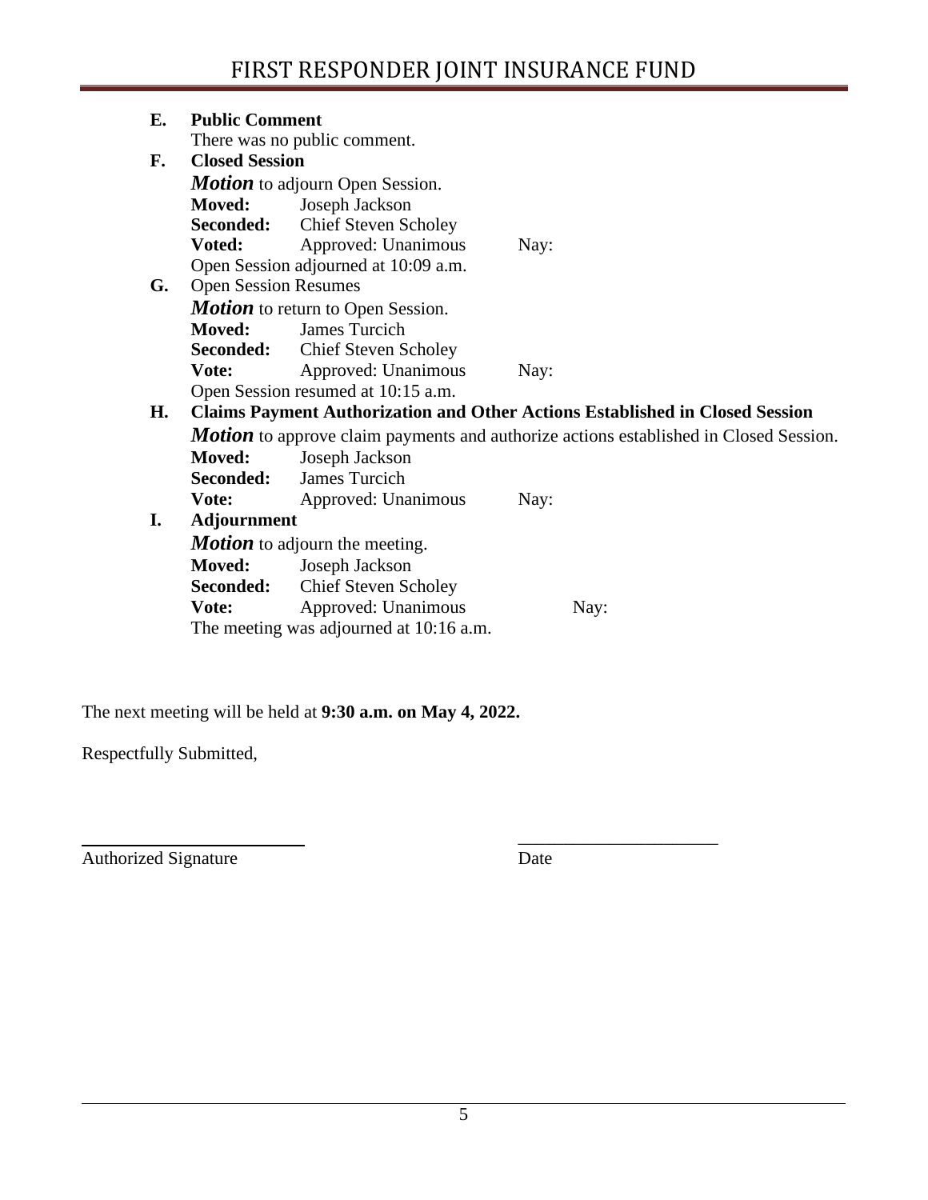**E. Public Comment**

There was no public comment.

**F. Closed Session**

***Motion*** to adjourn Open Session.

**Moved:** Joseph Jackson
**Seconded:** Chief Steven Scholey
**Voted:** Approved: Unanimous Nay:

Open Session adjourned at 10:09 a.m.

**G.** Open Session Resumes

***Motion*** to return to Open Session.

**Moved:** James Turcich
**Seconded:** Chief Steven Scholey
**Vote:** Approved: Unanimous Nay:

Open Session resumed at 10:15 a.m.

**H. Claims Payment Authorization and Other Actions Established in Closed Session**

***Motion*** to approve claim payments and authorize actions established in Closed Session.

**Moved:** Joseph Jackson
**Seconded:** James Turcich
**Vote:** Approved: Unanimous Nay:

**I. Adjournment**

***Motion*** to adjourn the meeting.

**Moved:** Joseph Jackson
**Seconded:** Chief Steven Scholey
**Vote:** Approved: Unanimous Nay:

The meeting was adjourned at 10:16 a.m.

The next meeting will be held at **9:30 a.m. on May 4, 2022.**

Respectfully Submitted,

\_\_\_\_\_\_\_\_\_\_\_\_\_\_\_\_\_\_\_\_\_\_\_\_ \_\_\_\_\_\_\_\_\_\_\_\_\_\_\_\_\_\_\_\_\_\_
Authorized Signature Date